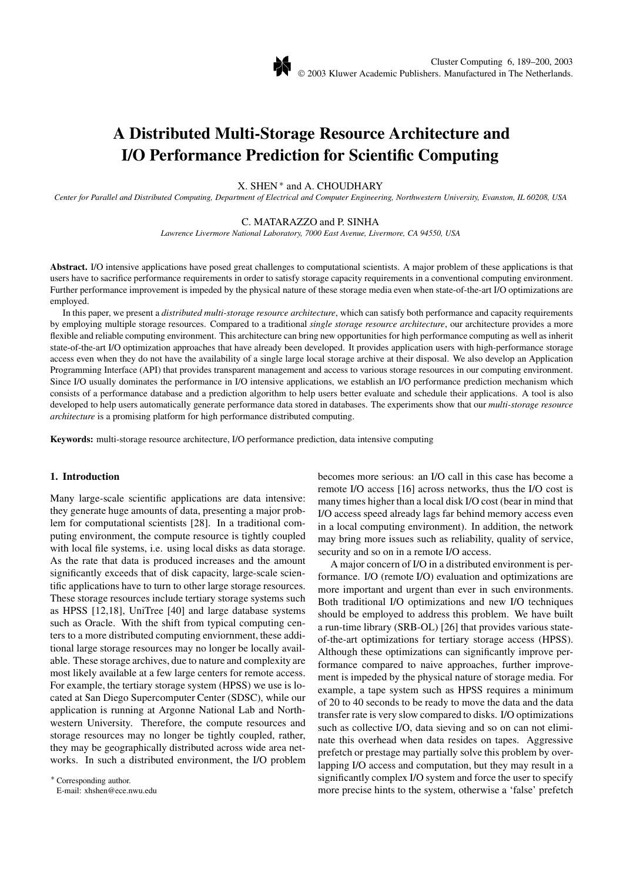# A Distributed Multi-Storage Resource Architecture and I/O Performance Prediction for Scientific Computing

X. SHEN * and A. CHOUDHARY

*Center for Parallel and Distributed Computing, Department of Electrical and Computer Engineering, Northwestern University, Evanston, IL 60208, USA*

C. MATARAZZO and P. SINHA

*Lawrence Livermore National Laboratory, 7000 East Avenue, Livermore, CA 94550, USA*

**Abstract.** I/O intensive applications have posed great challenges to computational scientists. A major problem of these applications is that users have to sacrifice performance requirements in order to satisfy storage capacity requirements in a conventional computing environment. Further performance improvement is impeded by the physical nature of these storage media even when state-of-the-art I/O optimizations are employed.

In this paper, we present a *distributed multi-storage resource architecture*, which can satisfy both performance and capacity requirements by employing multiple storage resources. Compared to a traditional *single storage resource architecture*, our architecture provides a more flexible and reliable computing environment. This architecture can bring new opportunities for high performance computing as well as inherit state-of-the-art I/O optimization approaches that have already been developed. It provides application users with high-performance storage access even when they do not have the availability of a single large local storage archive at their disposal. We also develop an Application Programming Interface (API) that provides transparent management and access to various storage resources in our computing environment. Since I/O usually dominates the performance in I/O intensive applications, we establish an I/O performance prediction mechanism which consists of a performance database and a prediction algorithm to help users better evaluate and schedule their applications. A tool is also developed to help users automatically generate performance data stored in databases. The experiments show that our *multi-storage resource architecture* is a promising platform for high performance distributed computing.

**Keywords:** multi-storage resource architecture, I/O performance prediction, data intensive computing

## 1. Introduction

Many large-scale scientific applications are data intensive: they generate huge amounts of data, presenting a major problem for computational scientists [28]. In a traditional computing environment, the compute resource is tightly coupled with local file systems, i.e. using local disks as data storage. As the rate that data is produced increases and the amount significantly exceeds that of disk capacity, large-scale scientific applications have to turn to other large storage resources. These storage resources include tertiary storage systems such as HPSS [12,18], UniTree [40] and large database systems such as Oracle. With the shift from typical computing centers to a more distributed computing enviornment, these additional large storage resources may no longer be locally available. These storage archives, due to nature and complexity are most likely available at a few large centers for remote access. For example, the tertiary storage system (HPSS) we use is located at San Diego Supercomputer Center (SDSC), while our application is running at Argonne National Lab and Northwestern University. Therefore, the compute resources and storage resources may no longer be tightly coupled, rather, they may be geographically distributed across wide area networks. In such a distributed environment, the I/O problem becomes more serious: an I/O call in this case has become a remote I/O access [16] across networks, thus the I/O cost is many times higher than a local disk I/O cost (bear in mind that I/O access speed already lags far behind memory access even in a local computing environment). In addition, the network may bring more issues such as reliability, quality of service, security and so on in a remote I/O access.

A major concern of I/O in a distributed environment is performance. I/O (remote I/O) evaluation and optimizations are more important and urgent than ever in such environments. Both traditional I/O optimizations and new I/O techniques should be employed to address this problem. We have built a run-time library (SRB-OL) [26] that provides various state-of-the-art optimizations for tertiary storage access (HPSS). Although these optimizations can significantly improve performance compared to naive approaches, further improvement is impeded by the physical nature of storage media. For example, a tape system such as HPSS requires a minimum of 20 to 40 seconds to be ready to move the data and the data transfer rate is very slow compared to disks. I/O optimizations such as collective I/O, data sieving and so on can not eliminate this overhead when data resides on tapes. Aggressive prefetch or prestage may partially solve this problem by overlapping I/O access and computation, but they may result in a significantly complex I/O system and force the user to specify more precise hints to the system, otherwise a 'false' prefetch

\* Corresponding author.
E-mail: xhshen@ece.nwu.edu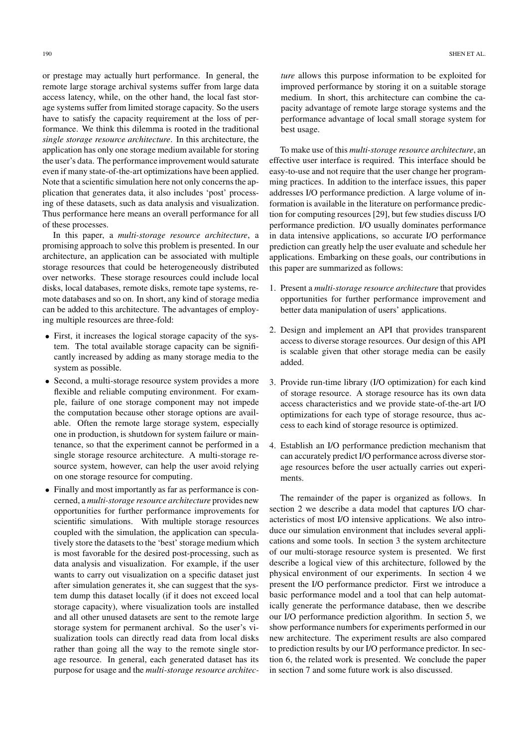or prestage may actually hurt performance. In general, the remote large storage archival systems suffer from large data access latency, while, on the other hand, the local fast storage systems suffer from limited storage capacity. So the users have to satisfy the capacity requirement at the loss of performance. We think this dilemma is rooted in the traditional *single storage resource architecture*. In this architecture, the application has only one storage medium available for storing the user's data. The performance improvement would saturate even if many state-of-the-art optimizations have been applied. Note that a scientific simulation here not only concerns the application that generates data, it also includes 'post' processing of these datasets, such as data analysis and visualization. Thus performance here means an overall performance for all of these processes.

In this paper, a *multi-storage resource architecture*, a promising approach to solve this problem is presented. In our architecture, an application can be associated with multiple storage resources that could be heterogeneously distributed over networks. These storage resources could include local disks, local databases, remote disks, remote tape systems, remote databases and so on. In short, any kind of storage media can be added to this architecture. The advantages of employing multiple resources are three-fold:

- First, it increases the logical storage capacity of the system. The total available storage capacity can be significantly increased by adding as many storage media to the system as possible.
- Second, a multi-storage resource system provides a more flexible and reliable computing environment. For example, failure of one storage component may not impede the computation because other storage options are available. Often the remote large storage system, especially one in production, is shutdown for system failure or maintenance, so that the experiment cannot be performed in a single storage resource architecture. A multi-storage resource system, however, can help the user avoid relying on one storage resource for computing.
- Finally and most importantly as far as performance is concerned, a *multi-storage resource architecture* provides new opportunities for further performance improvements for scientific simulations. With multiple storage resources coupled with the simulation, the application can speculatively store the datasets to the 'best' storage medium which is most favorable for the desired post-processing, such as data analysis and visualization. For example, if the user wants to carry out visualization on a specific dataset just after simulation generates it, she can suggest that the system dump this dataset locally (if it does not exceed local storage capacity), where visualization tools are installed and all other unused datasets are sent to the remote large storage system for permanent archival. So the user's visualization tools can directly read data from local disks rather than going all the way to the remote single storage resource. In general, each generated dataset has its purpose for usage and the *multi-storage resource architecture* allows this purpose information to be exploited for improved performance by storing it on a suitable storage medium. In short, this architecture can combine the capacity advantage of remote large storage systems and the performance advantage of local small storage system for best usage.

To make use of this *multi-storage resource architecture*, an effective user interface is required. This interface should be easy-to-use and not require that the user change her programming practices. In addition to the interface issues, this paper addresses I/O performance prediction. A large volume of information is available in the literature on performance prediction for computing resources [29], but few studies discuss I/O performance prediction. I/O usually dominates performance in data intensive applications, so accurate I/O performance prediction can greatly help the user evaluate and schedule her applications. Embarking on these goals, our contributions in this paper are summarized as follows:

1. Present a *multi-storage resource architecture* that provides opportunities for further performance improvement and better data manipulation of users' applications.
2. Design and implement an API that provides transparent access to diverse storage resources. Our design of this API is scalable given that other storage media can be easily added.
3. Provide run-time library (I/O optimization) for each kind of storage resource. A storage resource has its own data access characteristics and we provide state-of-the-art I/O optimizations for each type of storage resource, thus access to each kind of storage resource is optimized.
4. Establish an I/O performance prediction mechanism that can accurately predict I/O performance across diverse storage resources before the user actually carries out experiments.

The remainder of the paper is organized as follows. In section 2 we describe a data model that captures I/O characteristics of most I/O intensive applications. We also introduce our simulation environment that includes several applications and some tools. In section 3 the system architecture of our multi-storage resource system is presented. We first describe a logical view of this architecture, followed by the physical environment of our experiments. In section 4 we present the I/O performance predictor. First we introduce a basic performance model and a tool that can help automatically generate the performance database, then we describe our I/O performance prediction algorithm. In section 5, we show performance numbers for experiments performed in our new architecture. The experiment results are also compared to prediction results by our I/O performance predictor. In section 6, the related work is presented. We conclude the paper in section 7 and some future work is also discussed.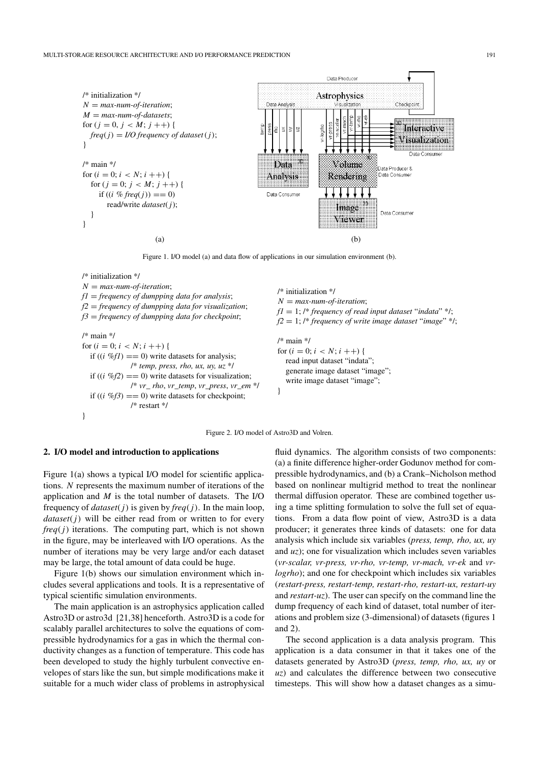```
/* initialization */
N = max-num-of-iteration;
M = max-num-of-datasets;
for (j = 0, j < M; j ++) {
   freq(j) = I/O frequency of dataset(j);
}

/* main */
for (i = 0; i < N; i ++) {
   for (j = 0; j < M; j ++) {
      if ((i % freq(j)) == 0)
         read/write dataset(j);
   }
}
```

(a)

Data Producer

Astrophysics

Data Analysis

Visualization

Checkpoint

temp

press

rho

ux

uy

uz

vr-logrho

vr-press

vr-scalar

vr-mach

vr-temp

vr-rho

vr-ek

Interactive Visualization

Data Consumer

Data Analysis

Data Consumer

Volume Rendering

Data Producer & Data Consumer

Image Viewer

Data Consumer

(b)

Figure 1. I/O model (a) and data flow of applications in our simulation environment (b).

```
/* initialization */
N = max-num-of-iteration;
f1 = frequency of dumpping data for analysis;
f2 = frequency of dumpping data for visualization;
f3 = frequency of dumpping data for checkpoint;

/* main */
for (i = 0; i < N; i ++) {
   if ((i %f1) == 0) write datasets for analysis;
               /* temp, press, rho, ux, uy, uz */
   if ((i %f2) == 0) write datasets for visualization;
               /* vr_ rho, vr_temp, vr_press, vr_em */
   if ((i %f3) == 0) write datasets for checkpoint;
               /* restart */
}
```

```
/* initialization */
N = max-num-of-iteration;
f1 = 1; /* frequency of read input dataset "indata" */;
f2 = 1; /* frequency of write image dataset "image" */;

/* main */
for (i = 0; i < N; i ++) {
   read input dataset "indata";
   generate image dataset "image";
   write image dataset "image";
}
```

Figure 2. I/O model of Astro3D and Volren.

## 2. I/O model and introduction to applications

Figure 1(a) shows a typical I/O model for scientific applications. $N$ represents the maximum number of iterations of the application and $M$ is the total number of datasets. The I/O frequency of *dataset*$(j)$ is given by *freq*$(j)$. In the main loop, *dataset*$(j)$ will be either read from or written to for every *freq*$(j)$ iterations. The computing part, which is not shown in the figure, may be interleaved with I/O operations. As the number of iterations may be very large and/or each dataset may be large, the total amount of data could be huge.

Figure 1(b) shows our simulation environment which includes several applications and tools. It is a representative of typical scientific simulation environments.

The main application is an astrophysics application called Astro3D or astro3d [21,38] henceforth. Astro3D is a code for scalably parallel architectures to solve the equations of compressible hydrodynamics for a gas in which the thermal conductivity changes as a function of temperature. This code has been developed to study the highly turbulent convective envelopes of stars like the sun, but simple modifications make it suitable for a much wider class of problems in astrophysical fluid dynamics. The algorithm consists of two components: (a) a finite difference higher-order Godunov method for compressible hydrodynamics, and (b) a Crank–Nicholson method based on nonlinear multigrid method to treat the nonlinear thermal diffusion operator. These are combined together using a time splitting formulation to solve the full set of equations. From a data flow point of view, Astro3D is a data producer; it generates three kinds of datasets: one for data analysis which include six variables (*press, temp, rho, ux, uy* and *uz*); one for visualization which includes seven variables (*vr-scalar, vr-press, vr-rho, vr-temp, vr-mach, vr-ek* and *vr-logrho*); and one for checkpoint which includes six variables (*restart-press, restart-temp, restart-rho, restart-ux, restart-uy* and *restart-uz*). The user can specify on the command line the dump frequency of each kind of dataset, total number of iterations and problem size (3-dimensional) of datasets (figures 1 and 2).

The second application is a data analysis program. This application is a data consumer in that it takes one of the datasets generated by Astro3D (*press, temp, rho, ux, uy* or *uz*) and calculates the difference between two consecutive timesteps. This will show how a dataset changes as a simu-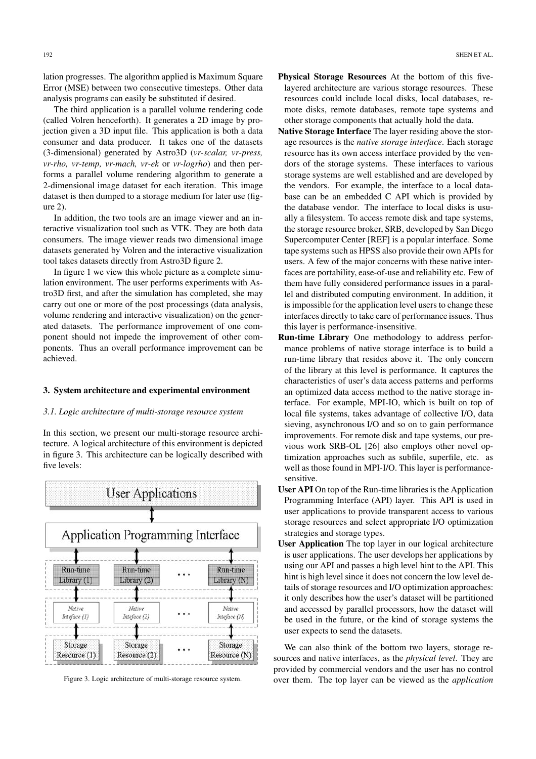lation progresses. The algorithm applied is Maximum Square Error (MSE) between two consecutive timesteps. Other data analysis programs can easily be substituted if desired.

The third application is a parallel volume rendering code (called Volren henceforth). It generates a 2D image by projection given a 3D input file. This application is both a data consumer and data producer. It takes one of the datasets (3-dimensional) generated by Astro3D (*vr-scalar, vr-press, vr-rho, vr-temp, vr-mach, vr-ek* or *vr-logrho*) and then performs a parallel volume rendering algorithm to generate a 2-dimensional image dataset for each iteration. This image dataset is then dumped to a storage medium for later use (figure 2).

In addition, the two tools are an image viewer and an interactive visualization tool such as VTK. They are both data consumers. The image viewer reads two dimensional image datasets generated by Volren and the interactive visualization tool takes datasets directly from Astro3D figure 2.

In figure 1 we view this whole picture as a complete simulation environment. The user performs experiments with Astro3D first, and after the simulation has completed, she may carry out one or more of the post processings (data analysis, volume rendering and interactive visualization) on the generated datasets. The performance improvement of one component should not impede the improvement of other components. Thus an overall performance improvement can be achieved.

## 3. System architecture and experimental environment

### *3.1. Logic architecture of multi-storage resource system*

In this section, we present our multi-storage resource architecture. A logical architecture of this environment is depicted in figure 3. This architecture can be logically described with five levels:

User Applications

Application Programming Interface

Run-time Library (1) | Run-time Library (2) | ... | Run-time Library (N)

Native Inteface (1) | Native Inteface (2) | ... | Native Inteface (N)

Storage Resource (1) | Storage Resource (2) | ... | Storage Resource (N)

Figure 3. Logic architecture of multi-storage resource system.

**Physical Storage Resources** At the bottom of this five-layered architecture are various storage resources. These resources could include local disks, local databases, remote disks, remote databases, remote tape systems and other storage components that actually hold the data.

**Native Storage Interface** The layer residing above the storage resources is the *native storage interface*. Each storage resource has its own access interface provided by the vendors of the storage systems. These interfaces to various storage systems are well established and are developed by the vendors. For example, the interface to a local database can be an embedded C API which is provided by the database vendor. The interface to local disks is usually a filesystem. To access remote disk and tape systems, the storage resource broker, SRB, developed by San Diego Supercomputer Center [REF] is a popular interface. Some tape systems such as HPSS also provide their own APIs for users. A few of the major concerns with these native interfaces are portability, ease-of-use and reliability etc. Few of them have fully considered performance issues in a parallel and distributed computing environment. In addition, it is impossible for the application level users to change these interfaces directly to take care of performance issues. Thus this layer is performance-insensitive.

**Run-time Library** One methodology to address performance problems of native storage interface is to build a run-time library that resides above it. The only concern of the library at this level is performance. It captures the characteristics of user's data access patterns and performs an optimized data access method to the native storage interface. For example, MPI-IO, which is built on top of local file systems, takes advantage of collective I/O, data sieving, asynchronous I/O and so on to gain performance improvements. For remote disk and tape systems, our previous work SRB-OL [26] also employs other novel optimization approaches such as subfile, superfile, etc. as well as those found in MPI-I/O. This layer is performance-sensitive.

**User API** On top of the Run-time libraries is the Application Programming Interface (API) layer. This API is used in user applications to provide transparent access to various storage resources and select appropriate I/O optimization strategies and storage types.

**User Application** The top layer in our logical architecture is user applications. The user develops her applications by using our API and passes a high level hint to the API. This hint is high level since it does not concern the low level details of storage resources and I/O optimization approaches: it only describes how the user's dataset will be partitioned and accessed by parallel processors, how the dataset will be used in the future, or the kind of storage systems the user expects to send the datasets.

We can also think of the bottom two layers, storage resources and native interfaces, as the *physical level*. They are provided by commercial vendors and the user has no control over them. The top layer can be viewed as the *application*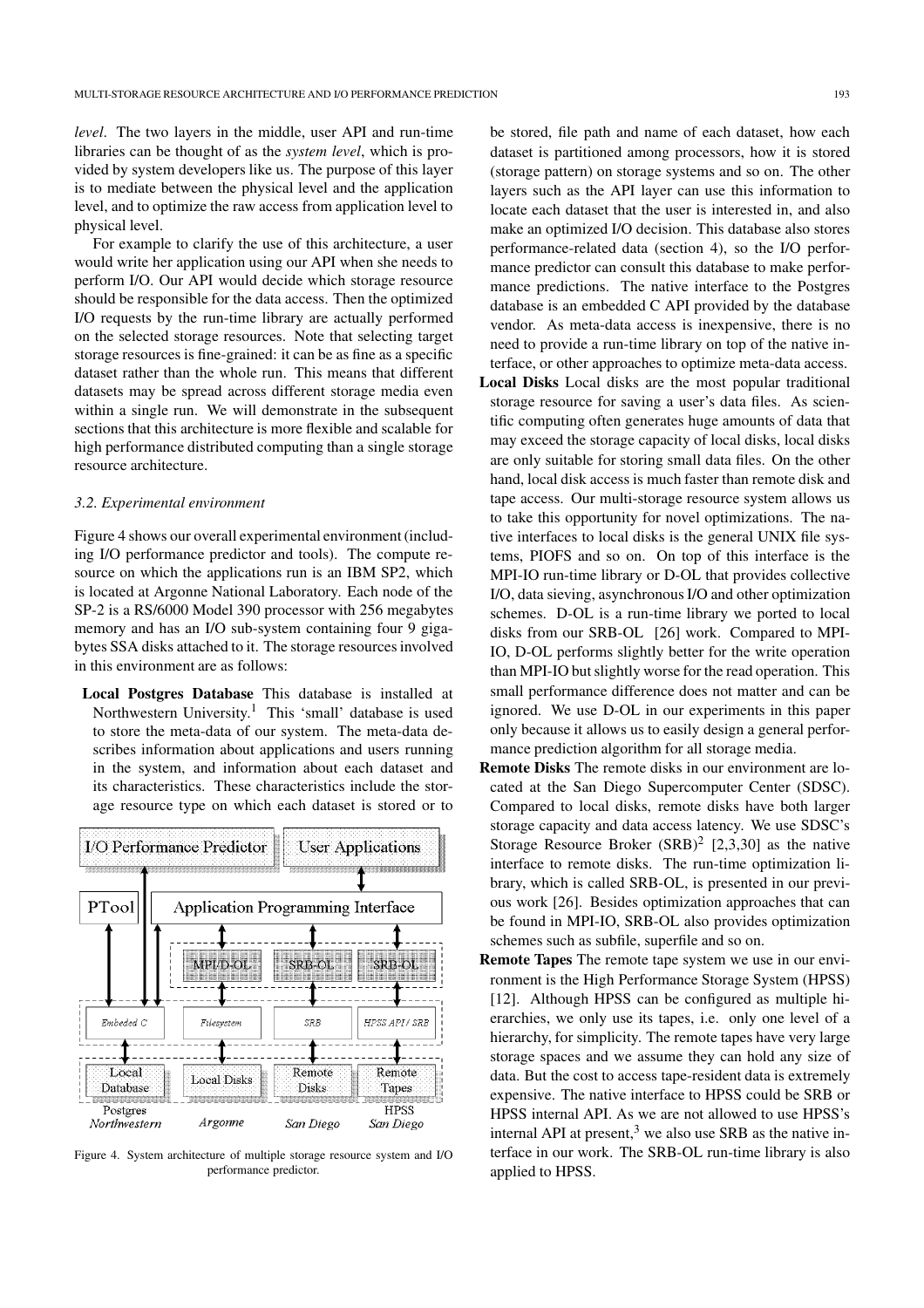*level*. The two layers in the middle, user API and run-time libraries can be thought of as the *system level*, which is provided by system developers like us. The purpose of this layer is to mediate between the physical level and the application level, and to optimize the raw access from application level to physical level.

For example to clarify the use of this architecture, a user would write her application using our API when she needs to perform I/O. Our API would decide which storage resource should be responsible for the data access. Then the optimized I/O requests by the run-time library are actually performed on the selected storage resources. Note that selecting target storage resources is fine-grained: it can be as fine as a specific dataset rather than the whole run. This means that different datasets may be spread across different storage media even within a single run. We will demonstrate in the subsequent sections that this architecture is more flexible and scalable for high performance distributed computing than a single storage resource architecture.

### 3.2. Experimental environment

Figure 4 shows our overall experimental environment (including I/O performance predictor and tools). The compute resource on which the applications run is an IBM SP2, which is located at Argonne National Laboratory. Each node of the SP-2 is a RS/6000 Model 390 processor with 256 megabytes memory and has an I/O sub-system containing four 9 gigabytes SSA disks attached to it. The storage resources involved in this environment are as follows:

**Local Postgres Database** This database is installed at Northwestern University.[1] This 'small' database is used to store the meta-data of our system. The meta-data describes information about applications and users running in the system, and information about each dataset and its characteristics. These characteristics include the storage resource type on which each dataset is stored or to be stored, file path and name of each dataset, how each dataset is partitioned among processors, how it is stored (storage pattern) on storage systems and so on. The other layers such as the API layer can use this information to locate each dataset that the user is interested in, and also make an optimized I/O decision. This database also stores performance-related data (section 4), so the I/O performance predictor can consult this database to make performance predictions. The native interface to the Postgres database is an embedded C API provided by the database vendor. As meta-data access is inexpensive, there is no need to provide a run-time library on top of the native interface, or other approaches to optimize meta-data access.

Figure 4. System architecture of multiple storage resource system and I/O performance predictor.

**Local Disks** Local disks are the most popular traditional storage resource for saving a user's data files. As scientific computing often generates huge amounts of data that may exceed the storage capacity of local disks, local disks are only suitable for storing small data files. On the other hand, local disk access is much faster than remote disk and tape access. Our multi-storage resource system allows us to take this opportunity for novel optimizations. The native interfaces to local disks is the general UNIX file systems, PIOFS and so on. On top of this interface is the MPI-IO run-time library or D-OL that provides collective I/O, data sieving, asynchronous I/O and other optimization schemes. D-OL is a run-time library we ported to local disks from our SRB-OL [26] work. Compared to MPI-IO, D-OL performs slightly better for the write operation than MPI-IO but slightly worse for the read operation. This small performance difference does not matter and can be ignored. We use D-OL in our experiments in this paper only because it allows us to easily design a general performance prediction algorithm for all storage media.

**Remote Disks** The remote disks in our environment are located at the San Diego Supercomputer Center (SDSC). Compared to local disks, remote disks have both larger storage capacity and data access latency. We use SDSC's Storage Resource Broker (SRB)[2] [2,3,30] as the native interface to remote disks. The run-time optimization library, which is called SRB-OL, is presented in our previous work [26]. Besides optimization approaches that can be found in MPI-IO, SRB-OL also provides optimization schemes such as subfile, superfile and so on.

**Remote Tapes** The remote tape system we use in our environment is the High Performance Storage System (HPSS) [12]. Although HPSS can be configured as multiple hierarchies, we only use its tapes, i.e. only one level of a hierarchy, for simplicity. The remote tapes have very large storage spaces and we assume they can hold any size of data. But the cost to access tape-resident data is extremely expensive. The native interface to HPSS could be SRB or HPSS internal API. As we are not allowed to use HPSS's internal API at present,[3] we also use SRB as the native interface in our work. The SRB-OL run-time library is also applied to HPSS.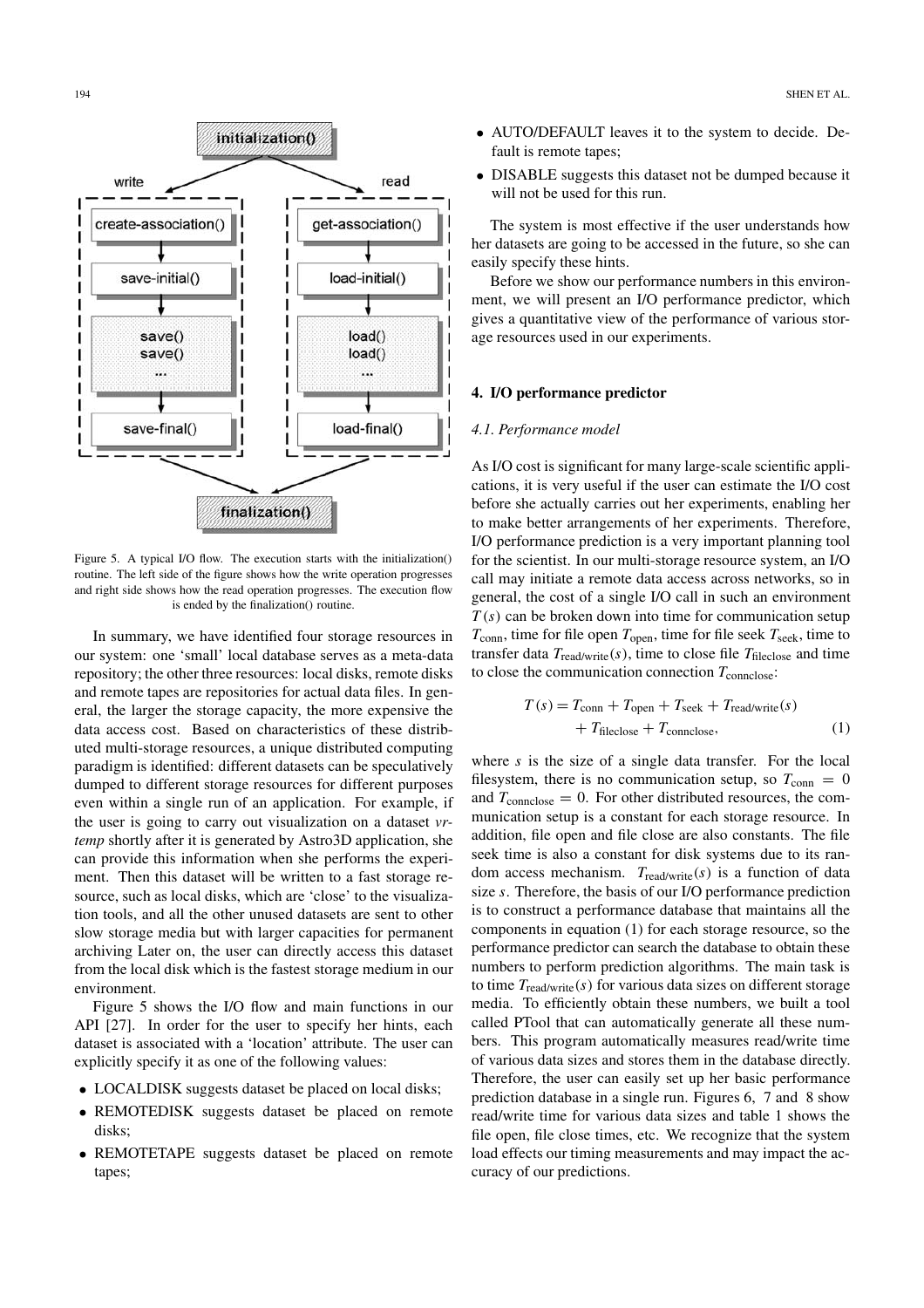initialization()

write

read

create-association()

save-initial()

save()
save()
...

save-final()

get-association()

load-initial()

load()
load()
...

load-final()

finalization()

Figure 5. A typical I/O flow. The execution starts with the initialization() routine. The left side of the figure shows how the write operation progresses and right side shows how the read operation progresses. The execution flow is ended by the finalization() routine.

In summary, we have identified four storage resources in our system: one 'small' local database serves as a meta-data repository; the other three resources: local disks, remote disks and remote tapes are repositories for actual data files. In general, the larger the storage capacity, the more expensive the data access cost. Based on characteristics of these distributed multi-storage resources, a unique distributed computing paradigm is identified: different datasets can be speculatively dumped to different storage resources for different purposes even within a single run of an application. For example, if the user is going to carry out visualization on a dataset *vr-temp* shortly after it is generated by Astro3D application, she can provide this information when she performs the experiment. Then this dataset will be written to a fast storage resource, such as local disks, which are 'close' to the visualization tools, and all the other unused datasets are sent to other slow storage media but with larger capacities for permanent archiving Later on, the user can directly access this dataset from the local disk which is the fastest storage medium in our environment.

Figure 5 shows the I/O flow and main functions in our API [27]. In order for the user to specify her hints, each dataset is associated with a 'location' attribute. The user can explicitly specify it as one of the following values:

- LOCALDISK suggests dataset be placed on local disks;
- REMOTEDISK suggests dataset be placed on remote disks;
- REMOTETAPE suggests dataset be placed on remote tapes;
- AUTO/DEFAULT leaves it to the system to decide. Default is remote tapes;
- DISABLE suggests this dataset not be dumped because it will not be used for this run.

The system is most effective if the user understands how her datasets are going to be accessed in the future, so she can easily specify these hints.

Before we show our performance numbers in this environment, we will present an I/O performance predictor, which gives a quantitative view of the performance of various storage resources used in our experiments.

## 4. I/O performance predictor

### 4.1. Performance model

As I/O cost is significant for many large-scale scientific applications, it is very useful if the user can estimate the I/O cost before she actually carries out her experiments, enabling her to make better arrangements of her experiments. Therefore, I/O performance prediction is a very important planning tool for the scientist. In our multi-storage resource system, an I/O call may initiate a remote data access across networks, so in general, the cost of a single I/O call in such an environment $T(s)$ can be broken down into time for communication setup $T_{\text{conn}}$, time for file open $T_{\text{open}}$, time for file seek $T_{\text{seek}}$, time to transfer data $T_{\text{read/write}}(s)$, time to close file $T_{\text{fileclose}}$ and time to close the communication connection $T_{\text{connclose}}$:

$$T(s) = T_{\text{conn}} + T_{\text{open}} + T_{\text{seek}} + T_{\text{read/write}}(s) + T_{\text{fileclose}} + T_{\text{connclose}}, \tag{1}$$

where $s$ is the size of a single data transfer. For the local filesystem, there is no communication setup, so $T_{\text{conn}} = 0$ and $T_{\text{connclose}} = 0$. For other distributed resources, the communication setup is a constant for each storage resource. In addition, file open and file close are also constants. The file seek time is also a constant for disk systems due to its random access mechanism. $T_{\text{read/write}}(s)$ is a function of data size $s$. Therefore, the basis of our I/O performance prediction is to construct a performance database that maintains all the components in equation (1) for each storage resource, so the performance predictor can search the database to obtain these numbers to perform prediction algorithms. The main task is to time $T_{\text{read/write}}(s)$ for various data sizes on different storage media. To efficiently obtain these numbers, we built a tool called PTool that can automatically generate all these numbers. This program automatically measures read/write time of various data sizes and stores them in the database directly. Therefore, the user can easily set up her basic performance prediction database in a single run. Figures 6, 7 and 8 show read/write time for various data sizes and table 1 shows the file open, file close times, etc. We recognize that the system load effects our timing measurements and may impact the accuracy of our predictions.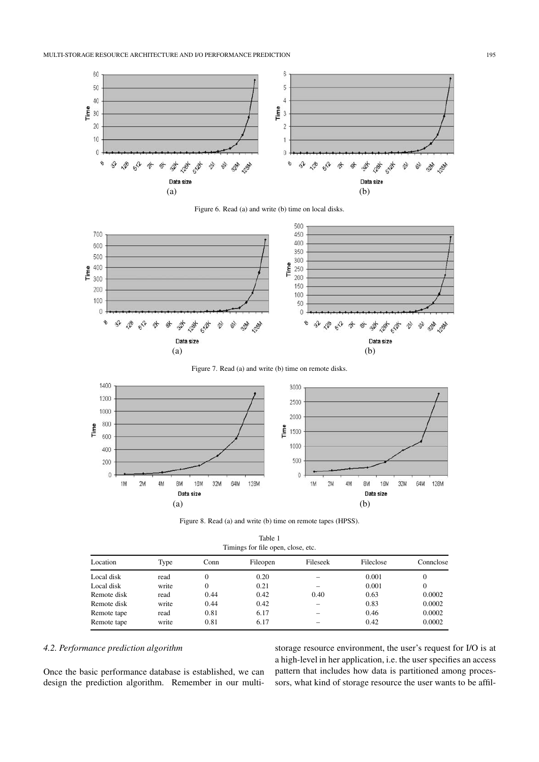Figure 6. Read (a) and write (b) time on local disks.

Figure 7. Read (a) and write (b) time on remote disks.

Figure 8. Read (a) and write (b) time on remote tapes (HPSS).

Table 1
Timings for file open, close, etc.

| Location | Type | Conn | Fileopen | Fileseek | Fileclose | Connclose |
|---|---|---|---|---|---|---|
| Local disk | read | 0 | 0.20 | – | 0.001 | 0 |
| Local disk | write | 0 | 0.21 | – | 0.001 | 0 |
| Remote disk | read | 0.44 | 0.42 | 0.40 | 0.63 | 0.0002 |
| Remote disk | write | 0.44 | 0.42 | – | 0.83 | 0.0002 |
| Remote tape | read | 0.81 | 6.17 | – | 0.46 | 0.0002 |
| Remote tape | write | 0.81 | 6.17 | – | 0.42 | 0.0002 |

### *4.2. Performance prediction algorithm*

Once the basic performance database is established, we can design the prediction algorithm. Remember in our multi-storage resource environment, the user's request for I/O is at a high-level in her application, i.e. the user specifies an access pattern that includes how data is partitioned among processors, what kind of storage resource the user wants to be affil-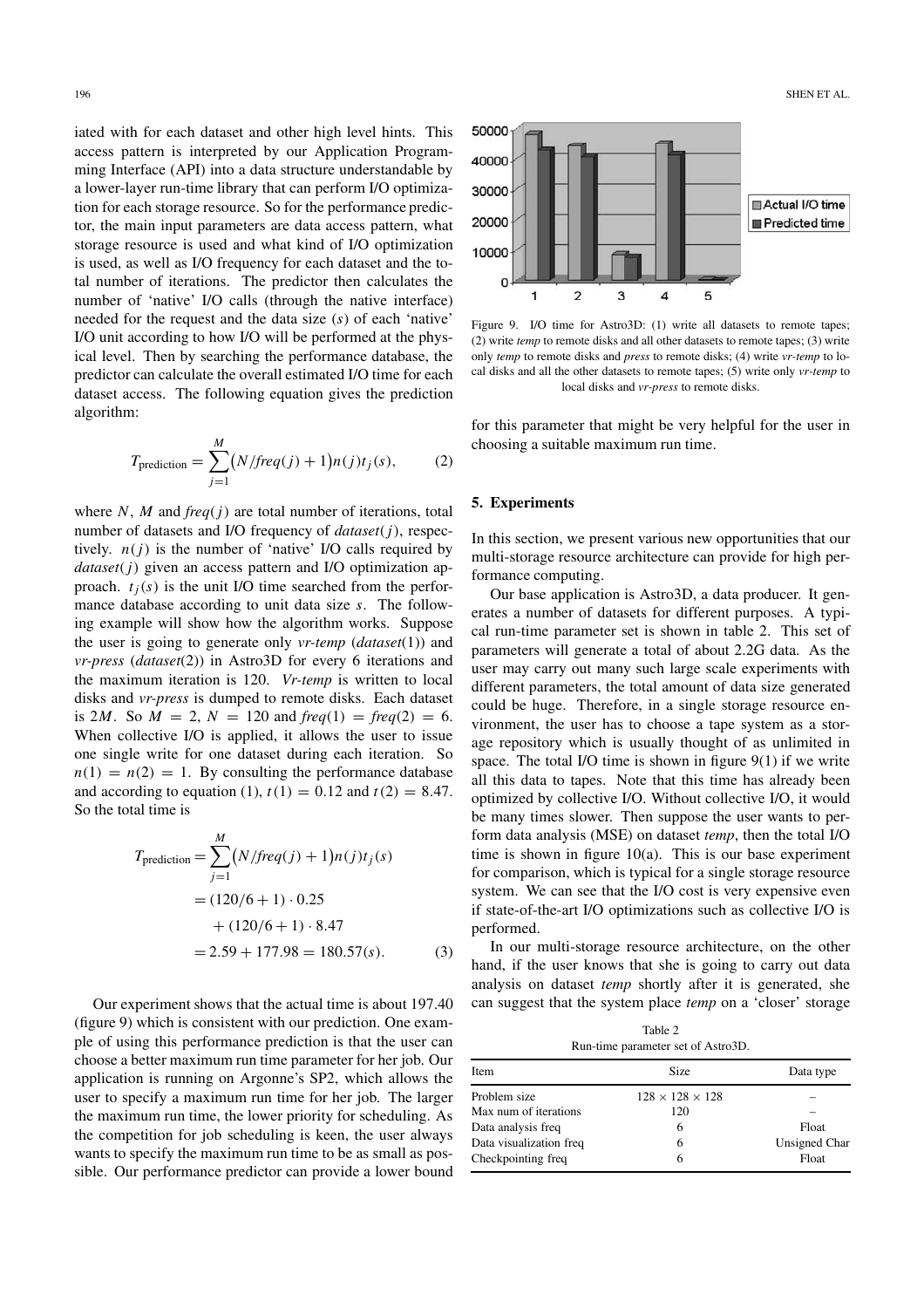iated with for each dataset and other high level hints. This access pattern is interpreted by our Application Programming Interface (API) into a data structure understandable by a lower-layer run-time library that can perform I/O optimization for each storage resource. So for the performance predictor, the main input parameters are data access pattern, what storage resource is used and what kind of I/O optimization is used, as well as I/O frequency for each dataset and the total number of iterations. The predictor then calculates the number of 'native' I/O calls (through the native interface) needed for the request and the data size ($s$) of each 'native' I/O unit according to how I/O will be performed at the physical level. Then by searching the performance database, the predictor can calculate the overall estimated I/O time for each dataset access. The following equation gives the prediction algorithm:

$$T_{\text{prediction}} = \sum_{j=1}^{M} \big(N/\mathit{freq}(j) + 1\big) n(j) t_j(s), \tag{2}$$

where $N$, $M$ and $\mathit{freq}(j)$ are total number of iterations, total number of datasets and I/O frequency of $\mathit{dataset}(j)$, respectively. $n(j)$ is the number of 'native' I/O calls required by $\mathit{dataset}(j)$ given an access pattern and I/O optimization approach. $t_j(s)$ is the unit I/O time searched from the performance database according to unit data size $s$. The following example will show how the algorithm works. Suppose the user is going to generate only *vr-temp* (*dataset*(1)) and *vr-press* (*dataset*(2)) in Astro3D for every 6 iterations and the maximum iteration is 120. *Vr-temp* is written to local disks and *vr-press* is dumped to remote disks. Each dataset is $2M$. So $M = 2$, $N = 120$ and $\mathit{freq}(1) = \mathit{freq}(2) = 6$. When collective I/O is applied, it allows the user to issue one single write for one dataset during each iteration. So $n(1) = n(2) = 1$. By consulting the performance database and according to equation (1), $t(1) = 0.12$ and $t(2) = 8.47$. So the total time is

$$\begin{aligned} T_{\text{prediction}} &= \sum_{j=1}^{M} \big(N/\mathit{freq}(j) + 1\big) n(j) t_j(s) \\ &= (120/6 + 1) \cdot 0.25 \\ &\quad + (120/6 + 1) \cdot 8.47 \\ &= 2.59 + 177.98 = 180.57(s). \end{aligned} \tag{3}$$

Our experiment shows that the actual time is about 197.40 (figure 9) which is consistent with our prediction. One example of using this performance prediction is that the user can choose a better maximum run time parameter for her job. Our application is running on Argonne's SP2, which allows the user to specify a maximum run time for her job. The larger the maximum run time, the lower priority for scheduling. As the competition for job scheduling is keen, the user always wants to specify the maximum run time to be as small as possible. Our performance predictor can provide a lower bound for this parameter that might be very helpful for the user in choosing a suitable maximum run time.

Figure 9. I/O time for Astro3D: (1) write all datasets to remote tapes; (2) write *temp* to remote disks and all other datasets to remote tapes; (3) write only *temp* to remote disks and *press* to remote disks; (4) write *vr-temp* to local disks and all the other datasets to remote tapes; (5) write only *vr-temp* to local disks and *vr-press* to remote disks.

## 5. Experiments

In this section, we present various new opportunities that our multi-storage resource architecture can provide for high performance computing.

Our base application is Astro3D, a data producer. It generates a number of datasets for different purposes. A typical run-time parameter set is shown in table 2. This set of parameters will generate a total of about 2.2G data. As the user may carry out many such large scale experiments with different parameters, the total amount of data size generated could be huge. Therefore, in a single storage resource environment, the user has to choose a tape system as a storage repository which is usually thought of as unlimited in space. The total I/O time is shown in figure 9(1) if we write all this data to tapes. Note that this time has already been optimized by collective I/O. Without collective I/O, it would be many times slower. Then suppose the user wants to perform data analysis (MSE) on dataset *temp*, then the total I/O time is shown in figure 10(a). This is our base experiment for comparison, which is typical for a single storage resource system. We can see that the I/O cost is very expensive even if state-of-the-art I/O optimizations such as collective I/O is performed.

In our multi-storage resource architecture, on the other hand, if the user knows that she is going to carry out data analysis on dataset *temp* shortly after it is generated, she can suggest that the system place *temp* on a 'closer' storage

Table 2
Run-time parameter set of Astro3D.

| Item | Size | Data type |
|---|---|---|
| Problem size | $128 \times 128 \times 128$ | – |
| Max num of iterations | 120 | – |
| Data analysis freq | 6 | Float |
| Data visualization freq | 6 | Unsigned Char |
| Checkpointing freq | 6 | Float |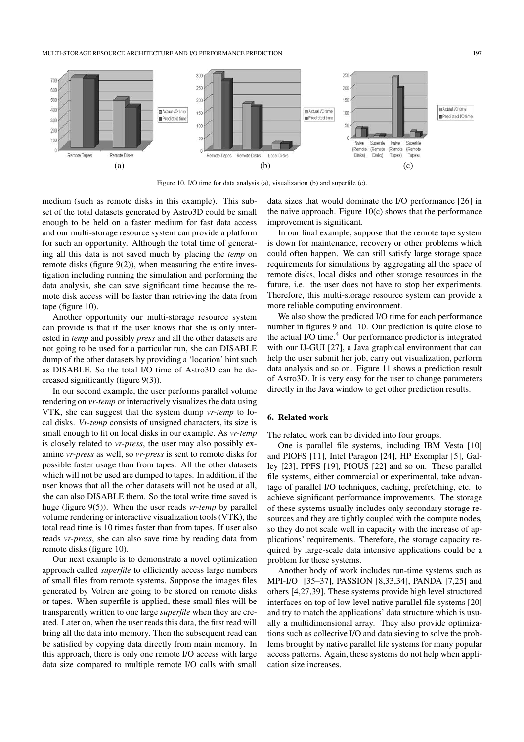Figure 10. I/O time for data analysis (a), visualization (b) and superfile (c).

medium (such as remote disks in this example). This subset of the total datasets generated by Astro3D could be small enough to be held on a faster medium for fast data access and our multi-storage resource system can provide a platform for such an opportunity. Although the total time of generating all this data is not saved much by placing the *temp* on remote disks (figure 9(2)), when measuring the entire investigation including running the simulation and performing the data analysis, she can save significant time because the remote disk access will be faster than retrieving the data from tape (figure 10).

Another opportunity our multi-storage resource system can provide is that if the user knows that she is only interested in *temp* and possibly *press* and all the other datasets are not going to be used for a particular run, she can DISABLE dump of the other datasets by providing a 'location' hint such as DISABLE. So the total I/O time of Astro3D can be decreased significantly (figure 9(3)).

In our second example, the user performs parallel volume rendering on *vr-temp* or interactively visualizes the data using VTK, she can suggest that the system dump *vr-temp* to local disks. *Vr-temp* consists of unsigned characters, its size is small enough to fit on local disks in our example. As *vr-temp* is closely related to *vr-press*, the user may also possibly examine *vr-press* as well, so *vr-press* is sent to remote disks for possible faster usage than from tapes. All the other datasets which will not be used are dumped to tapes. In addition, if the user knows that all the other datasets will not be used at all, she can also DISABLE them. So the total write time saved is huge (figure 9(5)). When the user reads *vr-temp* by parallel volume rendering or interactive visualization tools (VTK), the total read time is 10 times faster than from tapes. If user also reads *vr-press*, she can also save time by reading data from remote disks (figure 10).

Our next example is to demonstrate a novel optimization approach called *superfile* to efficiently access large numbers of small files from remote systems. Suppose the images files generated by Volren are going to be stored on remote disks or tapes. When superfile is applied, these small files will be transparently written to one large *superfile* when they are created. Later on, when the user reads this data, the first read will bring all the data into memory. Then the subsequent read can be satisfied by copying data directly from main memory. In this approach, there is only one remote I/O access with large data size compared to multiple remote I/O calls with small data sizes that would dominate the I/O performance [26] in the naive approach. Figure 10(c) shows that the performance improvement is significant.

In our final example, suppose that the remote tape system is down for maintenance, recovery or other problems which could often happen. We can still satisfy large storage space requirements for simulations by aggregating all the space of remote disks, local disks and other storage resources in the future, i.e. the user does not have to stop her experiments. Therefore, this multi-storage resource system can provide a more reliable computing environment.

We also show the predicted I/O time for each performance number in figures 9 and 10. Our prediction is quite close to the actual I/O time.[4] Our performance predictor is integrated with our IJ-GUI [27], a Java graphical environment that can help the user submit her job, carry out visualization, perform data analysis and so on. Figure 11 shows a prediction result of Astro3D. It is very easy for the user to change parameters directly in the Java window to get other prediction results.

## 6. Related work

The related work can be divided into four groups.

One is parallel file systems, including IBM Vesta [10] and PIOFS [11], Intel Paragon [24], HP Exemplar [5], Galley [23], PPFS [19], PIOUS [22] and so on. These parallel file systems, either commercial or experimental, take advantage of parallel I/O techniques, caching, prefetching, etc. to achieve significant performance improvements. The storage of these systems usually includes only secondary storage resources and they are tightly coupled with the compute nodes, so they do not scale well in capacity with the increase of applications' requirements. Therefore, the storage capacity required by large-scale data intensive applications could be a problem for these systems.

Another body of work includes run-time systems such as MPI-IO [35–37], PASSION [8,33,34], PANDA [7,25] and others [4,27,39]. These systems provide high level structured interfaces on top of low level native parallel file systems [20] and try to match the applications' data structure which is usually a multidimensional array. They also provide optimizations such as collective I/O and data sieving to solve the problems brought by native parallel file systems for many popular access patterns. Again, these systems do not help when application size increases.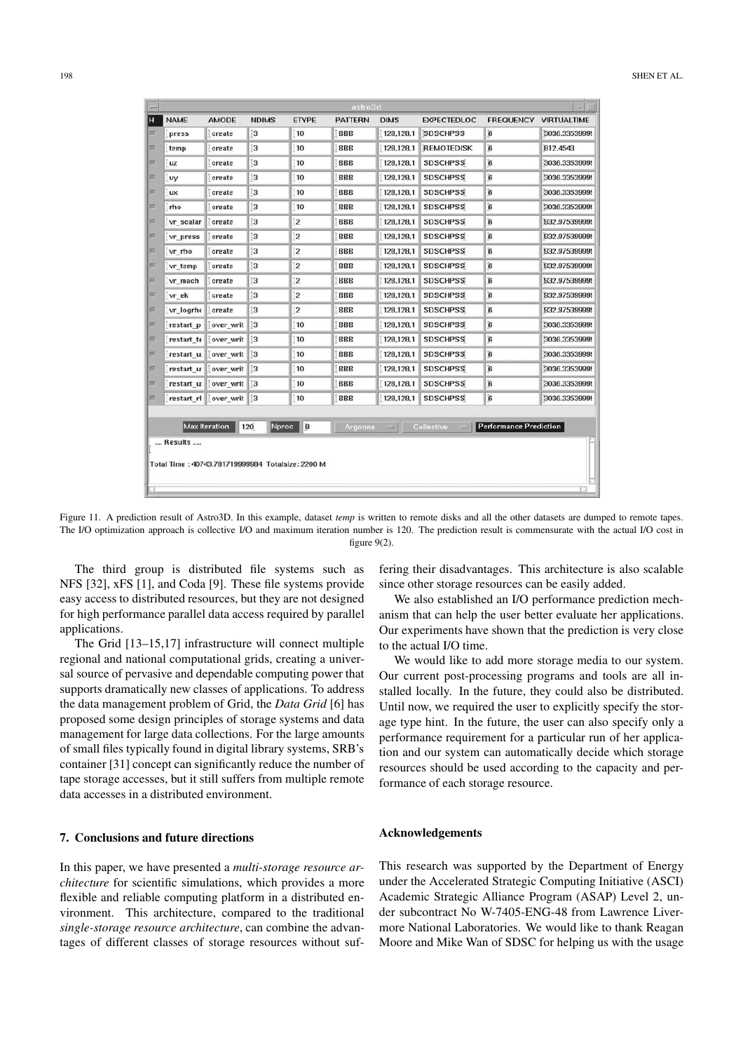astro3d

| H | NAME | AMODE | NDIMS | ETYPE | PATTERN | DIMS | EXPECTEDLOC | FREQUENCY | VIRTUALTIME |
|---|---|---|---|---|---|---|---|---|---|
| | press | create | 3 | 10 | BBB | 128,128,1 | SDSCHPSS | 6 | 3036.3353999! |
| | temp | create | 3 | 10 | BBB | 128,128,1 | REMOTEDISK | 6 | 812.4543 |
| | uz | create | 3 | 10 | BBB | 128,128,1 | SDSCHPSS | 6 | 3036.3353999! |
| | uy | create | 3 | 10 | BBB | 128,128,1 | SDSCHPSS | 6 | 3036.3353999! |
| | ux | create | 3 | 10 | BBB | 128,128,1 | SDSCHPSS | 6 | 3036.3353999! |
| | rho | create | 3 | 10 | BBB | 128,128,1 | SDSCHPSS | 6 | 3036.3353999! |
| | vr_scalar | create | 3 | 2 | BBB | 128,128,1 | SDSCHPSS | 6 | 932.97539999! |
| | vr_press | create | 3 | 2 | BBB | 128,128,1 | SDSCHPSS | 6 | 932.97539999! |
| | vr_rho | create | 3 | 2 | BBB | 128,128,1 | SDSCHPSS | 6 | 932.97539999! |
| | vr_temp | create | 3 | 2 | BBB | 128,128,1 | SDSCHPSS | 6 | 932.97539999! |
| | vr_mach | create | 3 | 2 | BBB | 128,128,1 | SDSCHPSS | 6 | 932.97539999! |
| | vr_ek | create | 3 | 2 | BBB | 128,128,1 | SDSCHPSS | 6 | 932.97539999! |
| | vr_logrh( | create | 3 | 2 | BBB | 128,128,1 | SDSCHPSS | 6 | 932.97539999! |
| | restart_p | over_writ | 3 | 10 | BBB | 128,128,1 | SDSCHPSS | 6 | 3036.3353999! |
| | restart_te | over_writ | 3 | 10 | BBB | 128,128,1 | SDSCHPSS | 6 | 3036.3353999! |
| | restart_u | over_writ | 3 | 10 | BBB | 128,128,1 | SDSCHPSS | 6 | 3036.3353999! |
| | restart_u | over_writ | 3 | 10 | BBB | 128,128,1 | SDSCHPSS | 6 | 3036.3353999! |
| | restart_u | over_writ | 3 | 10 | BBB | 128,128,1 | SDSCHPSS | 6 | 3036.3353999! |
| | restart_rl | over_writ | 3 | 10 | BBB | 128,128,1 | SDSCHPSS | 6 | 3036.3353999! |

Max Iteration 120 Nproc 8 Argonne Collective Performance Prediction

.... Results ....

Total Time : 40743.781719999984 Totalsize: 2200 M

Figure 11. A prediction result of Astro3D. In this example, dataset *temp* is written to remote disks and all the other datasets are dumped to remote tapes. The I/O optimization approach is collective I/O and maximum iteration number is 120. The prediction result is commensurate with the actual I/O cost in figure 9(2).

The third group is distributed file systems such as NFS [32], xFS [1], and Coda [9]. These file systems provide easy access to distributed resources, but they are not designed for high performance parallel data access required by parallel applications.

The Grid [13–15,17] infrastructure will connect multiple regional and national computational grids, creating a universal source of pervasive and dependable computing power that supports dramatically new classes of applications. To address the data management problem of Grid, the *Data Grid* [6] has proposed some design principles of storage systems and data management for large data collections. For the large amounts of small files typically found in digital library systems, SRB's container [31] concept can significantly reduce the number of tape storage accesses, but it still suffers from multiple remote data accesses in a distributed environment.

## 7. Conclusions and future directions

In this paper, we have presented a *multi-storage resource architecture* for scientific simulations, which provides a more flexible and reliable computing platform in a distributed environment. This architecture, compared to the traditional *single-storage resource architecture*, can combine the advantages of different classes of storage resources without suffering their disadvantages. This architecture is also scalable since other storage resources can be easily added.

We also established an I/O performance prediction mechanism that can help the user better evaluate her applications. Our experiments have shown that the prediction is very close to the actual I/O time.

We would like to add more storage media to our system. Our current post-processing programs and tools are all installed locally. In the future, they could also be distributed. Until now, we required the user to explicitly specify the storage type hint. In the future, the user can also specify only a performance requirement for a particular run of her application and our system can automatically decide which storage resources should be used according to the capacity and performance of each storage resource.

## Acknowledgements

This research was supported by the Department of Energy under the Accelerated Strategic Computing Initiative (ASCI) Academic Strategic Alliance Program (ASAP) Level 2, under subcontract No W-7405-ENG-48 from Lawrence Livermore National Laboratories. We would like to thank Reagan Moore and Mike Wan of SDSC for helping us with the usage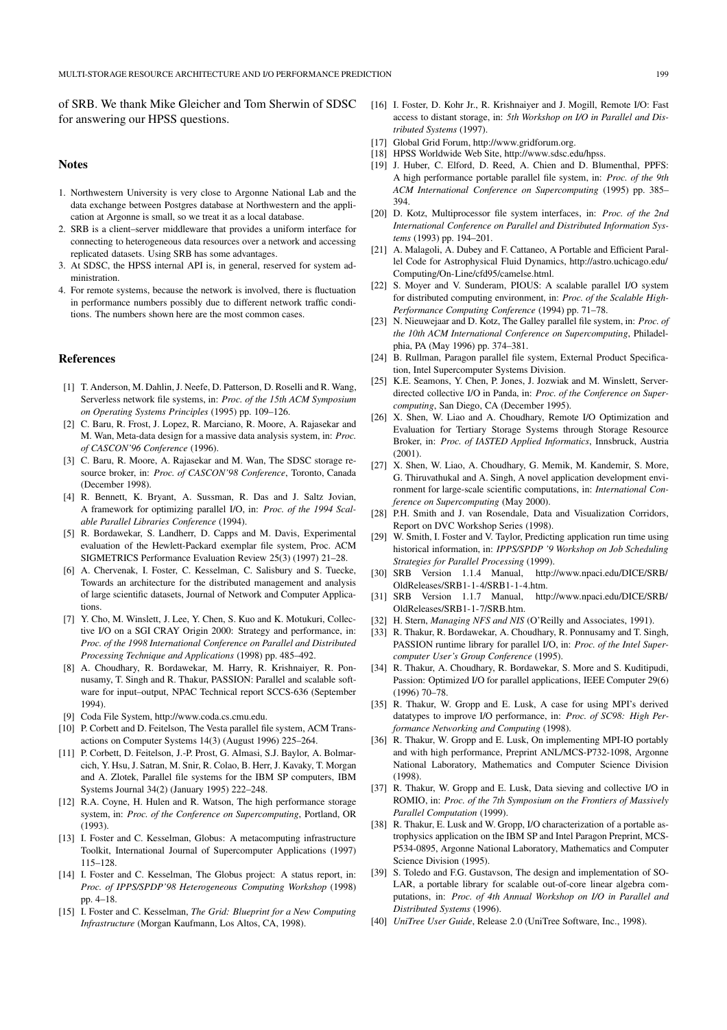of SRB. We thank Mike Gleicher and Tom Sherwin of SDSC for answering our HPSS questions.

## Notes

1. Northwestern University is very close to Argonne National Lab and the data exchange between Postgres database at Northwestern and the application at Argonne is small, so we treat it as a local database.
2. SRB is a client–server middleware that provides a uniform interface for connecting to heterogeneous data resources over a network and accessing replicated datasets. Using SRB has some advantages.
3. At SDSC, the HPSS internal API is, in general, reserved for system administration.
4. For remote systems, because the network is involved, there is fluctuation in performance numbers possibly due to different network traffic conditions. The numbers shown here are the most common cases.

## References

[1] T. Anderson, M. Dahlin, J. Neefe, D. Patterson, D. Roselli and R. Wang, Serverless network file systems, in: *Proc. of the 15th ACM Symposium on Operating Systems Principles* (1995) pp. 109–126.

[2] C. Baru, R. Frost, J. Lopez, R. Marciano, R. Moore, A. Rajasekar and M. Wan, Meta-data design for a massive data analysis system, in: *Proc. of CASCON'96 Conference* (1996).

[3] C. Baru, R. Moore, A. Rajasekar and M. Wan, The SDSC storage resource broker, in: *Proc. of CASCON'98 Conference*, Toronto, Canada (December 1998).

[4] R. Bennett, K. Bryant, A. Sussman, R. Das and J. Saltz Jovian, A framework for optimizing parallel I/O, in: *Proc. of the 1994 Scalable Parallel Libraries Conference* (1994).

[5] R. Bordawekar, S. Landherr, D. Capps and M. Davis, Experimental evaluation of the Hewlett-Packard exemplar file system, Proc. ACM SIGMETRICS Performance Evaluation Review 25(3) (1997) 21–28.

[6] A. Chervenak, I. Foster, C. Kesselman, C. Salisbury and S. Tuecke, Towards an architecture for the distributed management and analysis of large scientific datasets, Journal of Network and Computer Applications.

[7] Y. Cho, M. Winslett, J. Lee, Y. Chen, S. Kuo and K. Motukuri, Collective I/O on a SGI CRAY Origin 2000: Strategy and performance, in: *Proc. of the 1998 International Conference on Parallel and Distributed Processing Technique and Applications* (1998) pp. 485–492.

[8] A. Choudhary, R. Bordawekar, M. Harry, R. Krishnaiyer, R. Ponnusamy, T. Singh and R. Thakur, PASSION: Parallel and scalable software for input–output, NPAC Technical report SCCS-636 (September 1994).

[9] Coda File System, http://www.coda.cs.cmu.edu.

[10] P. Corbett and D. Feitelson, The Vesta parallel file system, ACM Transactions on Computer Systems 14(3) (August 1996) 225–264.

[11] P. Corbett, D. Feitelson, J.-P. Prost, G. Almasi, S.J. Baylor, A. Bolmarcich, Y. Hsu, J. Satran, M. Snir, R. Colao, B. Herr, J. Kavaky, T. Morgan and A. Zlotek, Parallel file systems for the IBM SP computers, IBM Systems Journal 34(2) (January 1995) 222–248.

[12] R.A. Coyne, H. Hulen and R. Watson, The high performance storage system, in: *Proc. of the Conference on Supercomputing*, Portland, OR (1993).

[13] I. Foster and C. Kesselman, Globus: A metacomputing infrastructure Toolkit, International Journal of Supercomputer Applications (1997) 115–128.

[14] I. Foster and C. Kesselman, The Globus project: A status report, in: *Proc. of IPPS/SPDP'98 Heterogeneous Computing Workshop* (1998) pp. 4–18.

[15] I. Foster and C. Kesselman, *The Grid: Blueprint for a New Computing Infrastructure* (Morgan Kaufmann, Los Altos, CA, 1998).

[16] I. Foster, D. Kohr Jr., R. Krishnaiyer and J. Mogill, Remote I/O: Fast access to distant storage, in: *5th Workshop on I/O in Parallel and Distributed Systems* (1997).

[17] Global Grid Forum, http://www.gridforum.org.

[18] HPSS Worldwide Web Site, http://www.sdsc.edu/hpss.

[19] J. Huber, C. Elford, D. Reed, A. Chien and D. Blumenthal, PPFS: A high performance portable parallel file system, in: *Proc. of the 9th ACM International Conference on Supercomputing* (1995) pp. 385–394.

[20] D. Kotz, Multiprocessor file system interfaces, in: *Proc. of the 2nd International Conference on Parallel and Distributed Information Systems* (1993) pp. 194–201.

[21] A. Malagoli, A. Dubey and F. Cattaneo, A Portable and Efficient Parallel Code for Astrophysical Fluid Dynamics, http://astro.uchicago.edu/Computing/On-Line/cfd95/camelse.html.

[22] S. Moyer and V. Sunderam, PIOUS: A scalable parallel I/O system for distributed computing environment, in: *Proc. of the Scalable High-Performance Computing Conference* (1994) pp. 71–78.

[23] N. Nieuwejaar and D. Kotz, The Galley parallel file system, in: *Proc. of the 10th ACM International Conference on Supercomputing*, Philadelphia, PA (May 1996) pp. 374–381.

[24] B. Rullman, Paragon parallel file system, External Product Specification, Intel Supercomputer Systems Division.

[25] K.E. Seamons, Y. Chen, P. Jones, J. Jozwiak and M. Winslett, Server-directed collective I/O in Panda, in: *Proc. of the Conference on Supercomputing*, San Diego, CA (December 1995).

[26] X. Shen, W. Liao and A. Choudhary, Remote I/O Optimization and Evaluation for Tertiary Storage Systems through Storage Resource Broker, in: *Proc. of IASTED Applied Informatics*, Innsbruck, Austria (2001).

[27] X. Shen, W. Liao, A. Choudhary, G. Memik, M. Kandemir, S. More, G. Thiruvathukal and A. Singh, A novel application development environment for large-scale scientific computations, in: *International Conference on Supercomputing* (May 2000).

[28] P.H. Smith and J. van Rosendale, Data and Visualization Corridors, Report on DVC Workshop Series (1998).

[29] W. Smith, I. Foster and V. Taylor, Predicting application run time using historical information, in: *IPPS/SPDP '9 Workshop on Job Scheduling Strategies for Parallel Processing* (1999).

[30] SRB Version 1.1.4 Manual, http://www.npaci.edu/DICE/SRB/OldReleases/SRB1-1-4/SRB1-1-4.htm.

[31] SRB Version 1.1.7 Manual, http://www.npaci.edu/DICE/SRB/OldReleases/SRB1-1-7/SRB.htm.

[32] H. Stern, *Managing NFS and NIS* (O'Reilly and Associates, 1991).

[33] R. Thakur, R. Bordawekar, A. Choudhary, R. Ponnusamy and T. Singh, PASSION runtime library for parallel I/O, in: *Proc. of the Intel Supercomputer User's Group Conference* (1995).

[34] R. Thakur, A. Choudhary, R. Bordawekar, S. More and S. Kuditipudi, Passion: Optimized I/O for parallel applications, IEEE Computer 29(6) (1996) 70–78.

[35] R. Thakur, W. Gropp and E. Lusk, A case for using MPI's derived datatypes to improve I/O performance, in: *Proc. of SC98: High Performance Networking and Computing* (1998).

[36] R. Thakur, W. Gropp and E. Lusk, On implementing MPI-IO portably and with high performance, Preprint ANL/MCS-P732-1098, Argonne National Laboratory, Mathematics and Computer Science Division (1998).

[37] R. Thakur, W. Gropp and E. Lusk, Data sieving and collective I/O in ROMIO, in: *Proc. of the 7th Symposium on the Frontiers of Massively Parallel Computation* (1999).

[38] R. Thakur, E. Lusk and W. Gropp, I/O characterization of a portable astrophysics application on the IBM SP and Intel Paragon Preprint, MCS-P534-0895, Argonne National Laboratory, Mathematics and Computer Science Division (1995).

[39] S. Toledo and F.G. Gustavson, The design and implementation of SOLAR, a portable library for scalable out-of-core linear algebra computations, in: *Proc. of 4th Annual Workshop on I/O in Parallel and Distributed Systems* (1996).

[40] *UniTree User Guide*, Release 2.0 (UniTree Software, Inc., 1998).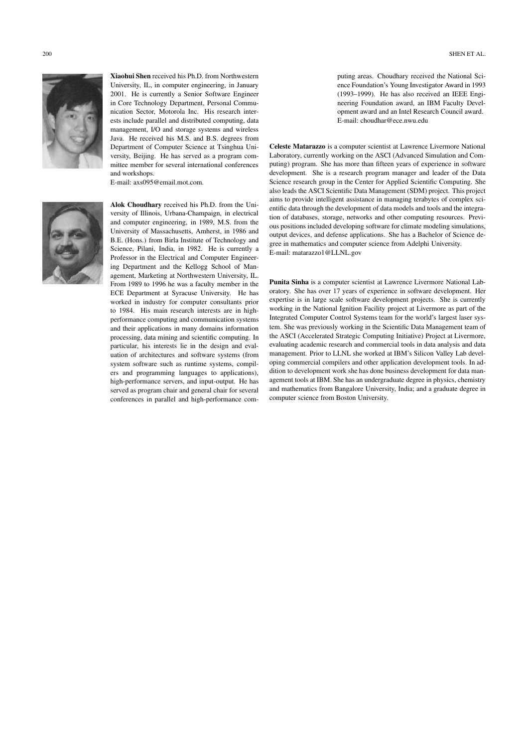**Xiaohui Shen** received his Ph.D. from Northwestern University, IL, in computer engineering, in January 2001. He is currently a Senior Software Engineer in Core Technology Department, Personal Communication Sector, Motorola Inc. His research interests include parallel and distributed computing, data management, I/O and storage systems and wireless Java. He received his M.S. and B.S. degrees from Department of Computer Science at Tsinghua University, Beijing. He has served as a program committee member for several international conferences and workshops.
E-mail: axs095@email.mot.com.

**Alok Choudhary** received his Ph.D. from the University of Illinois, Urbana-Champaign, in electrical and computer engineering, in 1989, M.S. from the University of Massachusetts, Amherst, in 1986 and B.E. (Hons.) from Birla Institute of Technology and Science, Pilani, India, in 1982. He is currently a Professor in the Electrical and Computer Engineering Department and the Kellogg School of Management, Marketing at Northwestern University, IL. From 1989 to 1996 he was a faculty member in the ECE Department at Syracuse University. He has worked in industry for computer consultants prior to 1984. His main research interests are in high-performance computing and communication systems and their applications in many domains information processing, data mining and scientific computing. In particular, his interests lie in the design and evaluation of architectures and software systems (from system software such as runtime systems, compilers and programming languages to applications), high-performance servers, and input-output. He has served as program chair and general chair for several conferences in parallel and high-performance computing areas. Choudhary received the National Science Foundation's Young Investigator Award in 1993 (1993–1999). He has also received an IEEE Engineering Foundation award, an IBM Faculty Development award and an Intel Research Council award.
E-mail: choudhar@ece.nwu.edu

**Celeste Matarazzo** is a computer scientist at Lawrence Livermore National Laboratory, currently working on the ASCI (Advanced Simulation and Computing) program. She has more than fifteen years of experience in software development. She is a research program manager and leader of the Data Science research group in the Center for Applied Scientific Computing. She also leads the ASCI Scientific Data Management (SDM) project. This project aims to provide intelligent assistance in managing terabytes of complex scientific data through the development of data models and tools and the integration of databases, storage, networks and other computing resources. Previous positions included developing software for climate modeling simulations, output devices, and defense applications. She has a Bachelor of Science degree in mathematics and computer science from Adelphi University.
E-mail: matarazzo1@LLNL.gov

**Punita Sinha** is a computer scientist at Lawrence Livermore National Laboratory. She has over 17 years of experience in software development. Her expertise is in large scale software development projects. She is currently working in the National Ignition Facility project at Livermore as part of the Integrated Computer Control Systems team for the world's largest laser system. She was previously working in the Scientific Data Management team of the ASCI (Accelerated Strategic Computing Initiative) Project at Livermore, evaluating academic research and commercial tools in data analysis and data management. Prior to LLNL she worked at IBM's Silicon Valley Lab developing commercial compilers and other application development tools. In addition to development work she has done business development for data management tools at IBM. She has an undergraduate degree in physics, chemistry and mathematics from Bangalore University, India; and a graduate degree in computer science from Boston University.